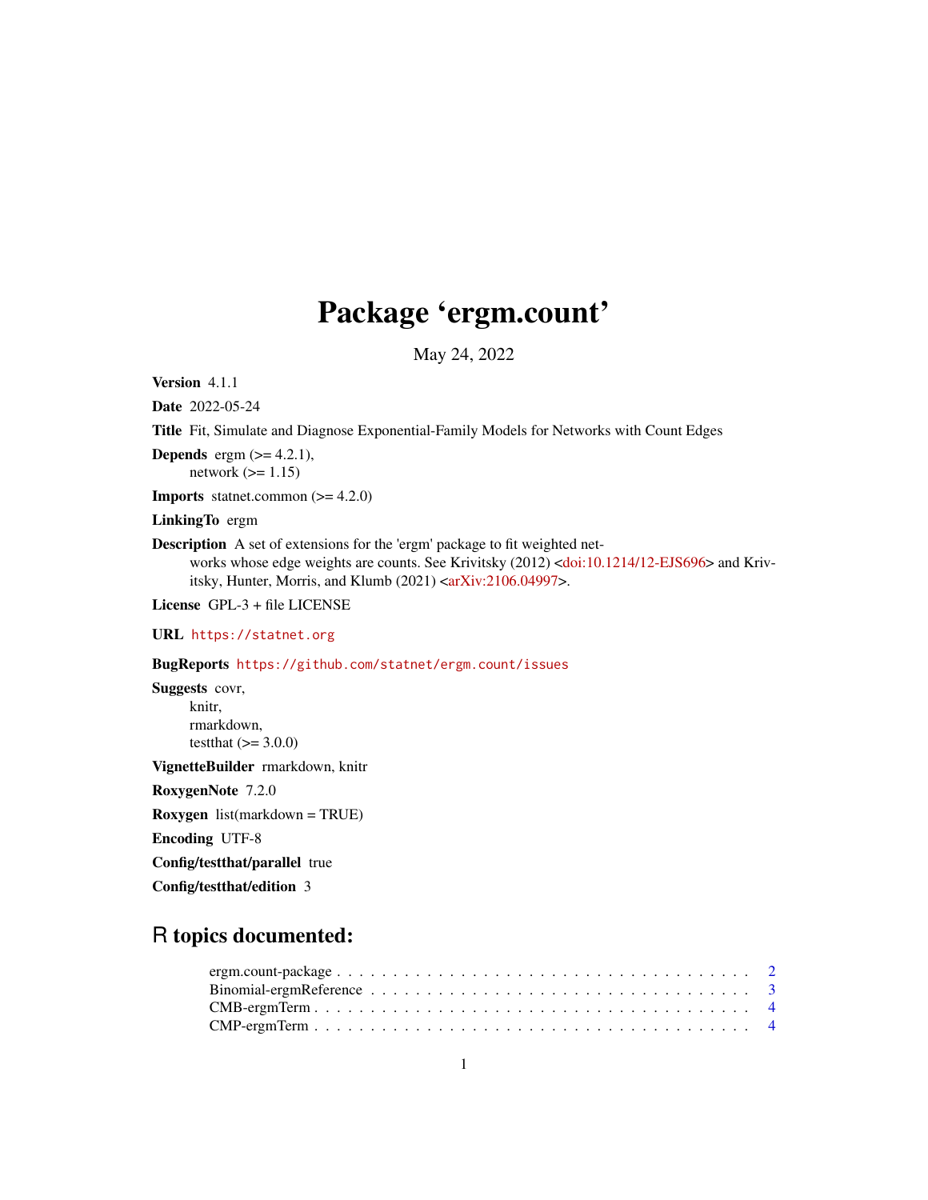# Package 'ergm.count'

May 24, 2022

**Version** 4.1.1

**Date** 2022-05-24

**Title** Fit, Simulate and Diagnose Exponential-Family Models for Networks with Count Edges

**Depends** ergm (>= 4.2.1),
network (>= 1.15)

**Imports** statnet.common (>= 4.2.0)

**LinkingTo** ergm

**Description** A set of extensions for the 'ergm' package to fit weighted networks whose edge weights are counts. See Krivitsky (2012) <doi:10.1214/12-EJS696> and Krivitsky, Hunter, Morris, and Klumb (2021) <arXiv:2106.04997>.

**License** GPL-3 + file LICENSE

**URL** https://statnet.org

**BugReports** https://github.com/statnet/ergm.count/issues

**Suggests** covr,
knitr,
rmarkdown,
testthat (>= 3.0.0)

**VignetteBuilder** rmarkdown, knitr

**RoxygenNote** 7.2.0

**Roxygen** list(markdown = TRUE)

**Encoding** UTF-8

**Config/testthat/parallel** true

**Config/testthat/edition** 3

## R topics documented:

- ergm.count-package . . . . . . . . . . . . . . . . . . . . . . . . . . . . . . . . . . . . 2
- Binomial-ergmReference . . . . . . . . . . . . . . . . . . . . . . . . . . . . . . . . . 3
- CMB-ergmTerm . . . . . . . . . . . . . . . . . . . . . . . . . . . . . . . . . . . . . . 4
- CMP-ergmTerm . . . . . . . . . . . . . . . . . . . . . . . . . . . . . . . . . . . . . . 4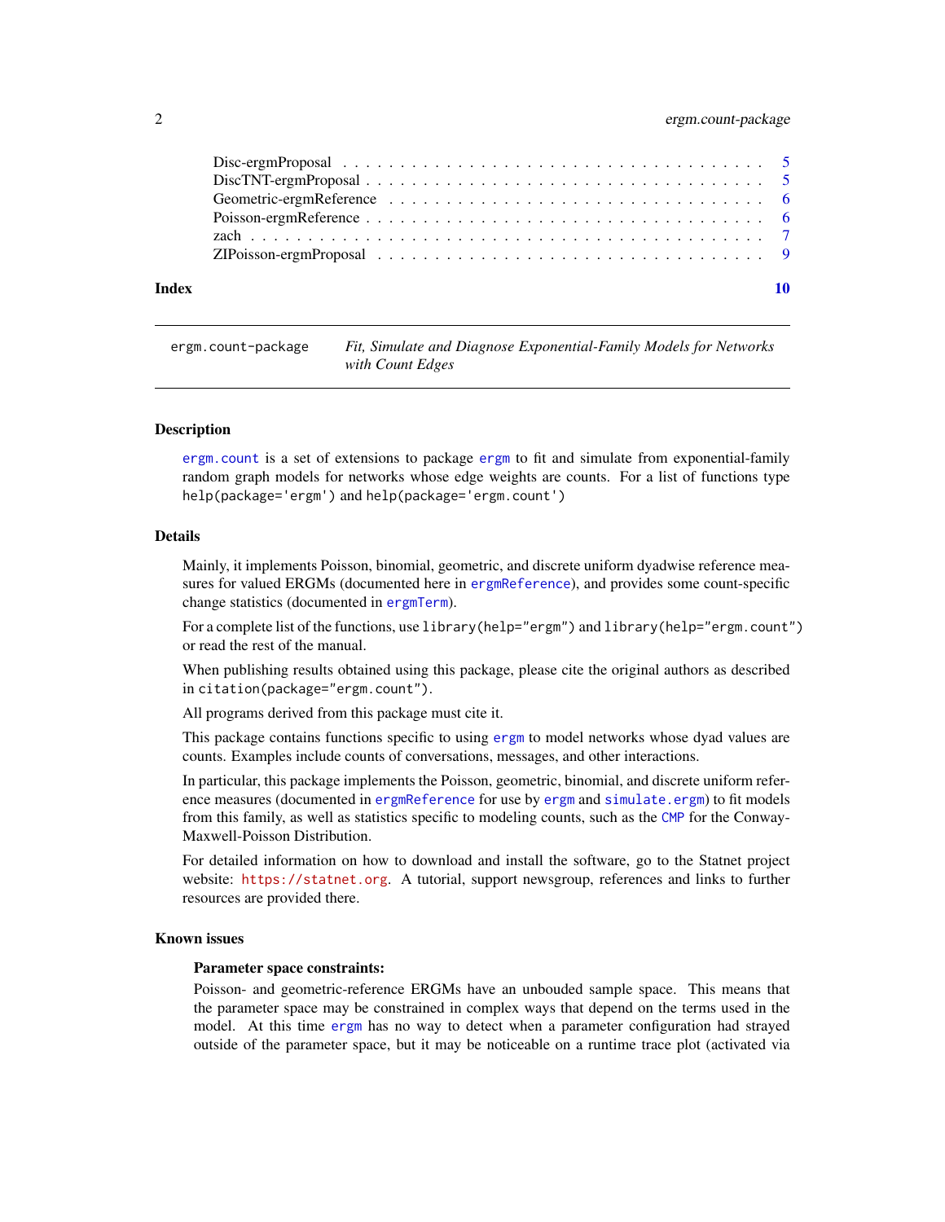Disc-ergmProposal . . . . . . . . . . . . . . . . . . . . . . . . . . . . . . . . . . . . 5
DiscTNT-ergmProposal . . . . . . . . . . . . . . . . . . . . . . . . . . . . . . . . . . 5
Geometric-ergmReference . . . . . . . . . . . . . . . . . . . . . . . . . . . . . . . . 6
Poisson-ergmReference . . . . . . . . . . . . . . . . . . . . . . . . . . . . . . . . . 6
zach . . . . . . . . . . . . . . . . . . . . . . . . . . . . . . . . . . . . . . . . . . . 7
ZIPoisson-ergmProposal . . . . . . . . . . . . . . . . . . . . . . . . . . . . . . . . 9

**Index** **10**

---

`ergm.count-package` *Fit, Simulate and Diagnose Exponential-Family Models for Networks with Count Edges*

---

### Description

`ergm.count` is a set of extensions to package `ergm` to fit and simulate from exponential-family random graph models for networks whose edge weights are counts. For a list of functions type `help(package='ergm')` and `help(package='ergm.count')`

### Details

Mainly, it implements Poisson, binomial, geometric, and discrete uniform dyadwise reference measures for valued ERGMs (documented here in `ergmReference`), and provides some count-specific change statistics (documented in `ergmTerm`).

For a complete list of the functions, use `library(help="ergm")` and `library(help="ergm.count")` or read the rest of the manual.

When publishing results obtained using this package, please cite the original authors as described in `citation(package="ergm.count")`.

All programs derived from this package must cite it.

This package contains functions specific to using `ergm` to model networks whose dyad values are counts. Examples include counts of conversations, messages, and other interactions.

In particular, this package implements the Poisson, geometric, binomial, and discrete uniform reference measures (documented in `ergmReference` for use by `ergm` and `simulate.ergm`) to fit models from this family, as well as statistics specific to modeling counts, such as the `CMP` for the Conway-Maxwell-Poisson Distribution.

For detailed information on how to download and install the software, go to the Statnet project website: `https://statnet.org`. A tutorial, support newsgroup, references and links to further resources are provided there.

### Known issues

**Parameter space constraints:**

Poisson- and geometric-reference ERGMs have an unbouded sample space. This means that the parameter space may be constrained in complex ways that depend on the terms used in the model. At this time `ergm` has no way to detect when a parameter configuration had strayed outside of the parameter space, but it may be noticeable on a runtime trace plot (activated via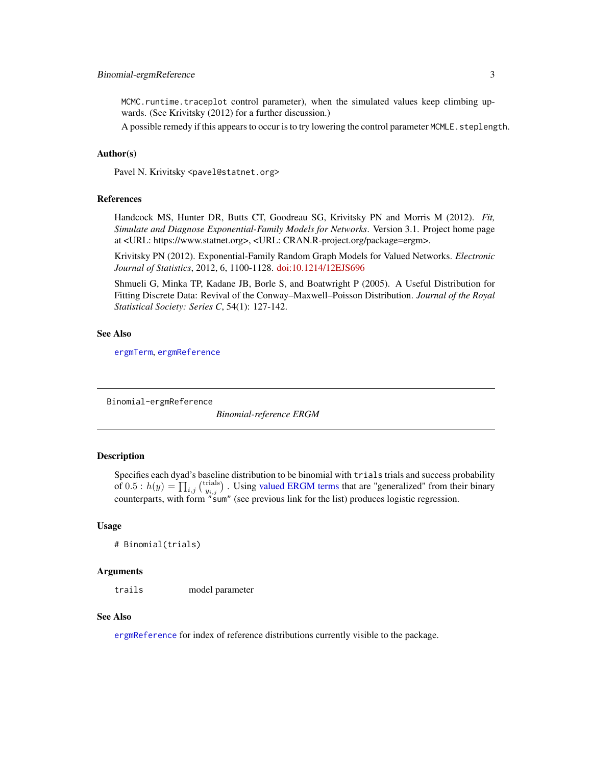`MCMC.runtime.traceplot` control parameter), when the simulated values keep climbing upwards. (See Krivitsky (2012) for a further discussion.)

A possible remedy if this appears to occur is to try lowering the control parameter `MCMLE.steplength`.

### Author(s)

Pavel N. Krivitsky <pavel@statnet.org>

### References

Handcock MS, Hunter DR, Butts CT, Goodreau SG, Krivitsky PN and Morris M (2012). *Fit, Simulate and Diagnose Exponential-Family Models for Networks*. Version 3.1. Project home page at <URL: https://www.statnet.org>, <URL: CRAN.R-project.org/package=ergm>.

Krivitsky PN (2012). Exponential-Family Random Graph Models for Valued Networks. *Electronic Journal of Statistics*, 2012, 6, 1100-1128. doi:10.1214/12EJS696

Shmueli G, Minka TP, Kadane JB, Borle S, and Boatwright P (2005). A Useful Distribution for Fitting Discrete Data: Revival of the Conway–Maxwell–Poisson Distribution. *Journal of the Royal Statistical Society: Series C*, 54(1): 127-142.

### See Also

`ergmTerm`, `ergmReference`

---

`Binomial-ergmReference` *Binomial-reference ERGM*

---

### Description

Specifies each dyad's baseline distribution to be binomial with `trials` trials and success probability of $0.5$ : $h(y) = \prod_{i,j} \binom{\text{trials}}{y_{i,j}}$ . Using valued ERGM terms that are "generalized" from their binary counterparts, with form `"sum"` (see previous link for the list) produces logistic regression.

### Usage

```
# Binomial(trials)
```

### Arguments

| | |
|---|---|
| `trails` | model parameter |

### See Also

`ergmReference` for index of reference distributions currently visible to the package.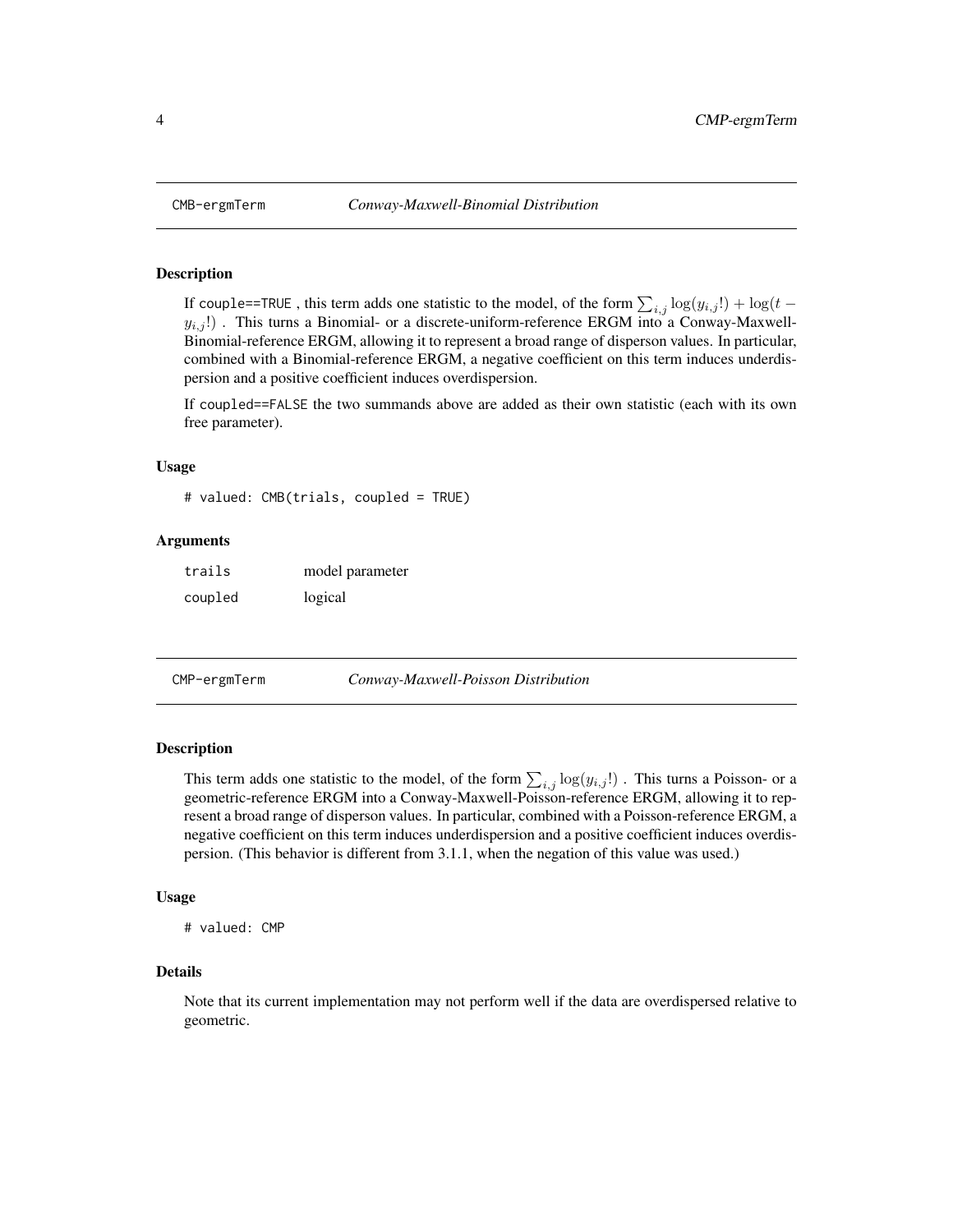## CMB-ergmTerm *Conway-Maxwell-Binomial Distribution*

### Description

If `couple==TRUE` , this term adds one statistic to the model, of the form $\sum_{i,j} \log(y_{i,j}!) + \log(t - y_{i,j}!)$ . This turns a Binomial- or a discrete-uniform-reference ERGM into a Conway-Maxwell-Binomial-reference ERGM, allowing it to represent a broad range of disperson values. In particular, combined with a Binomial-reference ERGM, a negative coefficient on this term induces underdispersion and a positive coefficient induces overdispersion.

If `coupled==FALSE` the two summands above are added as their own statistic (each with its own free parameter).

### Usage

```
# valued: CMB(trials, coupled = TRUE)
```

### Arguments

| | |
|---|---|
| `trails` | model parameter |
| `coupled` | logical |

## CMP-ergmTerm *Conway-Maxwell-Poisson Distribution*

### Description

This term adds one statistic to the model, of the form $\sum_{i,j} \log(y_{i,j}!)$ . This turns a Poisson- or a geometric-reference ERGM into a Conway-Maxwell-Poisson-reference ERGM, allowing it to represent a broad range of disperson values. In particular, combined with a Poisson-reference ERGM, a negative coefficient on this term induces underdispersion and a positive coefficient induces overdispersion. (This behavior is different from 3.1.1, when the negation of this value was used.)

### Usage

```
# valued: CMP
```

### Details

Note that its current implementation may not perform well if the data are overdispersed relative to geometric.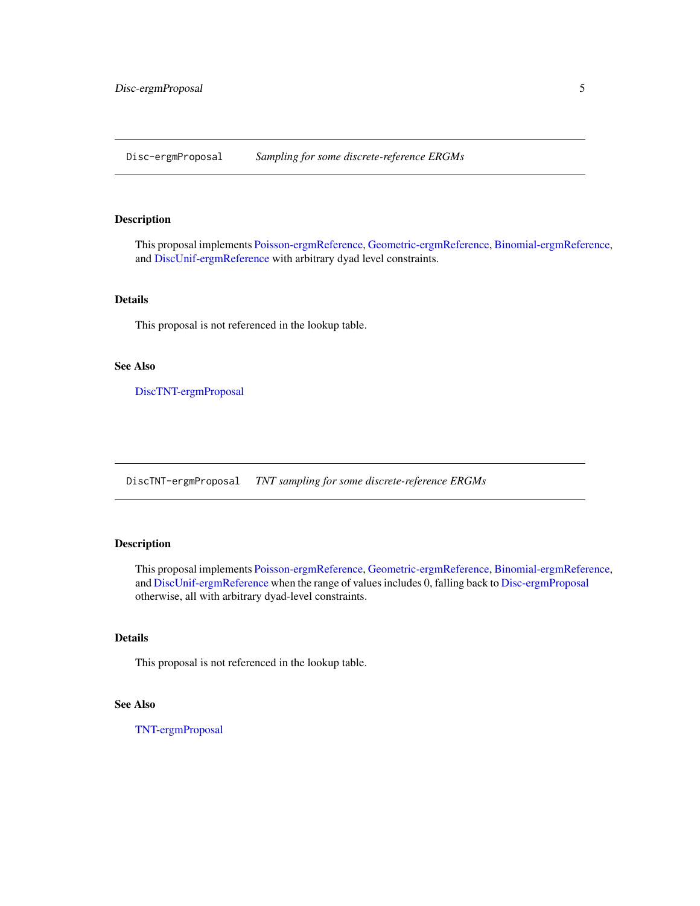## Disc-ergmProposal — *Sampling for some discrete-reference ERGMs*

### Description

This proposal implements Poisson-ergmReference, Geometric-ergmReference, Binomial-ergmReference, and DiscUnif-ergmReference with arbitrary dyad level constraints.

### Details

This proposal is not referenced in the lookup table.

### See Also

DiscTNT-ergmProposal

## DiscTNT-ergmProposal — *TNT sampling for some discrete-reference ERGMs*

### Description

This proposal implements Poisson-ergmReference, Geometric-ergmReference, Binomial-ergmReference, and DiscUnif-ergmReference when the range of values includes 0, falling back to Disc-ergmProposal otherwise, all with arbitrary dyad-level constraints.

### Details

This proposal is not referenced in the lookup table.

### See Also

TNT-ergmProposal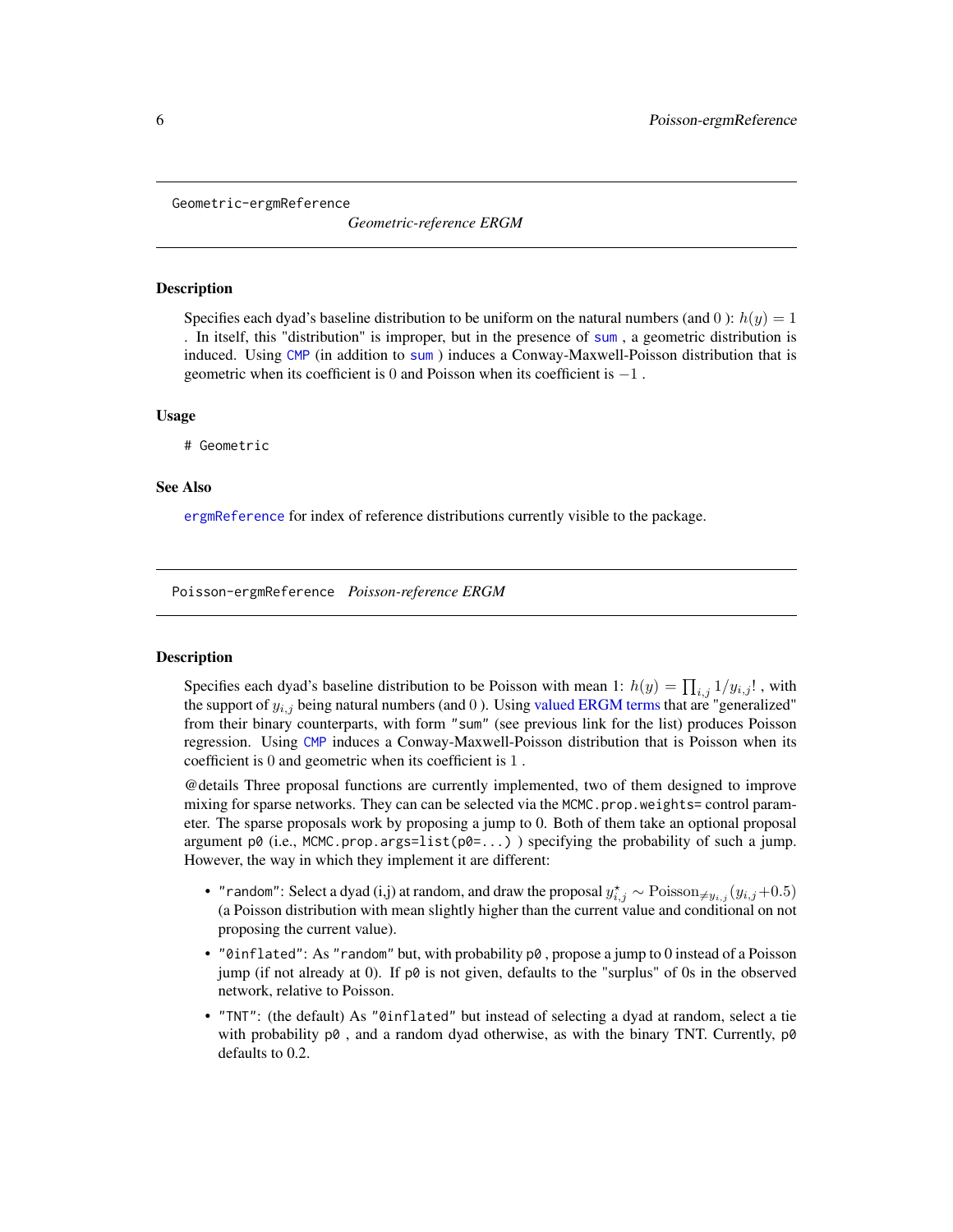## Geometric-ergmReference — *Geometric-reference ERGM*

### Description

Specifies each dyad's baseline distribution to be uniform on the natural numbers (and 0 ): $h(y) = 1$ . In itself, this "distribution" is improper, but in the presence of sum , a geometric distribution is induced. Using CMP (in addition to sum ) induces a Conway-Maxwell-Poisson distribution that is geometric when its coefficient is 0 and Poisson when its coefficient is $-1$ .

### Usage

```
# Geometric
```

### See Also

ergmReference for index of reference distributions currently visible to the package.

## Poisson-ergmReference — *Poisson-reference ERGM*

### Description

Specifies each dyad's baseline distribution to be Poisson with mean 1: $h(y) = \prod_{i,j} 1/y_{i,j}!$ , with the support of $y_{i,j}$ being natural numbers (and 0 ). Using valued ERGM terms that are "generalized" from their binary counterparts, with form "sum" (see previous link for the list) produces Poisson regression. Using CMP induces a Conway-Maxwell-Poisson distribution that is Poisson when its coefficient is 0 and geometric when its coefficient is 1 .

@details Three proposal functions are currently implemented, two of them designed to improve mixing for sparse networks. They can can be selected via the `MCMC.prop.weights=` control parameter. The sparse proposals work by proposing a jump to 0. Both of them take an optional proposal argument `p0` (i.e., `MCMC.prop.args=list(p0=...)` ) specifying the probability of such a jump. However, the way in which they implement it are different:

- `"random"`: Select a dyad (i,j) at random, and draw the proposal $y^{\star}_{i,j} \sim \mathrm{Poisson}_{\neq y_{i,j}}(y_{i,j}+0.5)$ (a Poisson distribution with mean slightly higher than the current value and conditional on not proposing the current value).
- `"0inflated"`: As `"random"` but, with probability `p0` , propose a jump to 0 instead of a Poisson jump (if not already at 0). If `p0` is not given, defaults to the "surplus" of 0s in the observed network, relative to Poisson.
- `"TNT"`: (the default) As `"0inflated"` but instead of selecting a dyad at random, select a tie with probability `p0` , and a random dyad otherwise, as with the binary TNT. Currently, `p0` defaults to 0.2.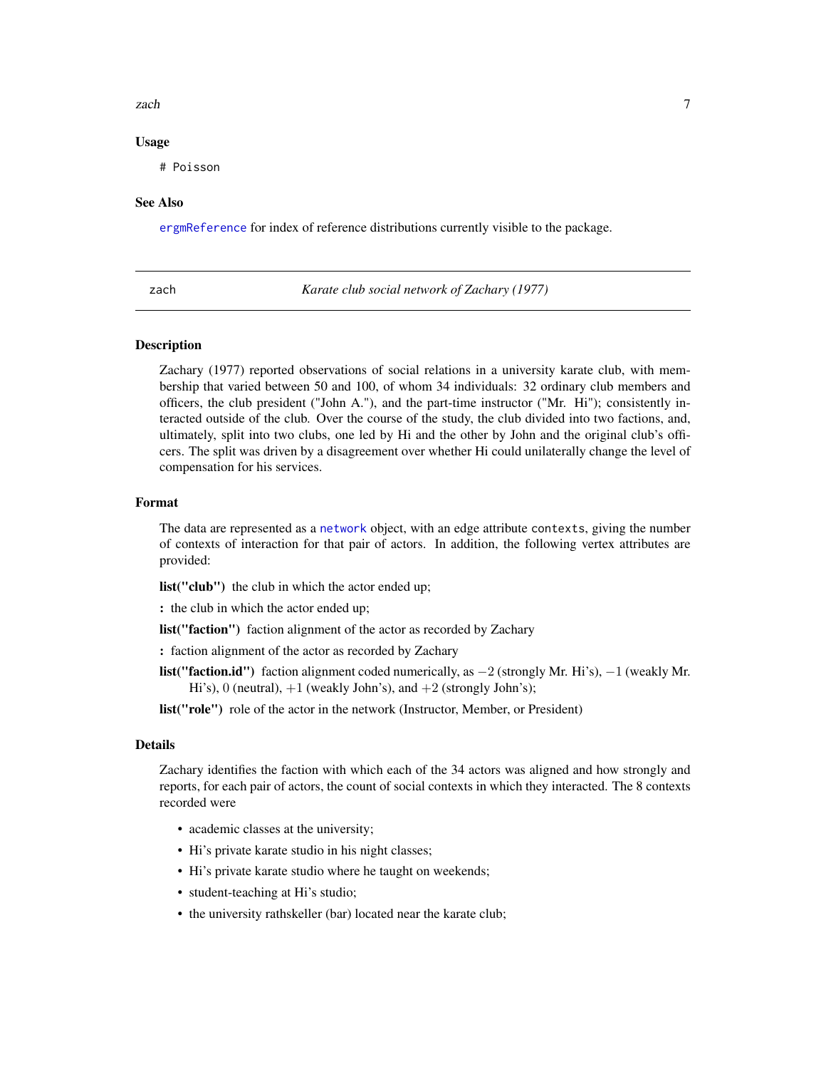### Usage

```
# Poisson
```

### See Also

`ergmReference` for index of reference distributions currently visible to the package.

---

## zach — *Karate club social network of Zachary (1977)*

### Description

Zachary (1977) reported observations of social relations in a university karate club, with membership that varied between 50 and 100, of whom 34 individuals: 32 ordinary club members and officers, the club president ("John A."), and the part-time instructor ("Mr. Hi"); consistently interacted outside of the club. Over the course of the study, the club divided into two factions, and, ultimately, split into two clubs, one led by Hi and the other by John and the original club's officers. The split was driven by a disagreement over whether Hi could unilaterally change the level of compensation for his services.

### Format

The data are represented as a `network` object, with an edge attribute `contexts`, giving the number of contexts of interaction for that pair of actors. In addition, the following vertex attributes are provided:

**list("club")** the club in which the actor ended up;

**:** the club in which the actor ended up;

**list("faction")** faction alignment of the actor as recorded by Zachary

**:** faction alignment of the actor as recorded by Zachary

**list("faction.id")** faction alignment coded numerically, as $-2$ (strongly Mr. Hi's), $-1$ (weakly Mr. Hi's), $0$ (neutral), $+1$ (weakly John's), and $+2$ (strongly John's);

**list("role")** role of the actor in the network (Instructor, Member, or President)

### Details

Zachary identifies the faction with which each of the 34 actors was aligned and how strongly and reports, for each pair of actors, the count of social contexts in which they interacted. The 8 contexts recorded were

- academic classes at the university;
- Hi's private karate studio in his night classes;
- Hi's private karate studio where he taught on weekends;
- student-teaching at Hi's studio;
- the university rathskeller (bar) located near the karate club;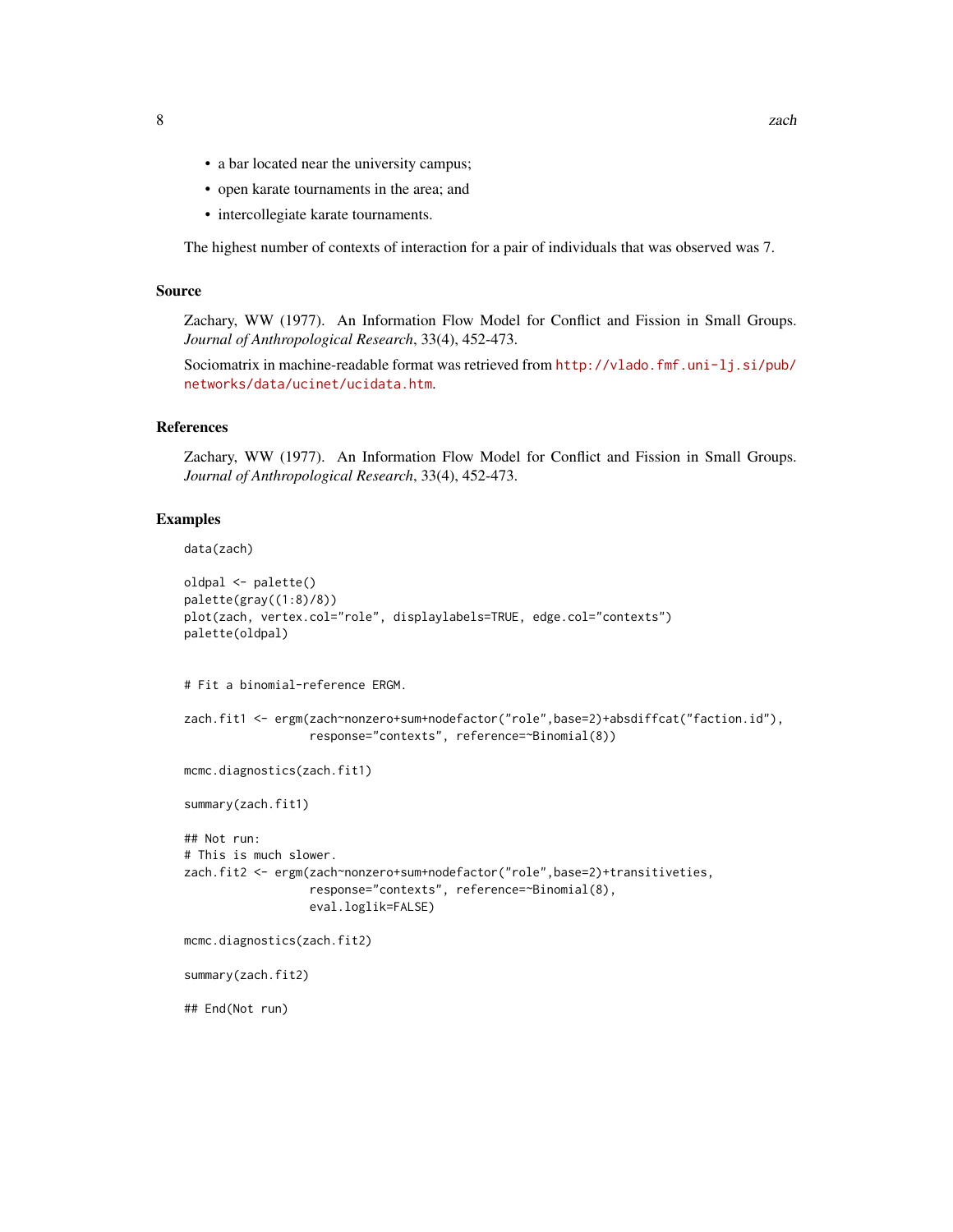- a bar located near the university campus;
- open karate tournaments in the area; and
- intercollegiate karate tournaments.

The highest number of contexts of interaction for a pair of individuals that was observed was 7.

## Source

Zachary, WW (1977). An Information Flow Model for Conflict and Fission in Small Groups. *Journal of Anthropological Research*, 33(4), 452-473.

Sociomatrix in machine-readable format was retrieved from http://vlado.fmf.uni-lj.si/pub/networks/data/ucinet/ucidata.htm.

## References

Zachary, WW (1977). An Information Flow Model for Conflict and Fission in Small Groups. *Journal of Anthropological Research*, 33(4), 452-473.

## Examples

```
data(zach)

oldpal <- palette()
palette(gray((1:8)/8))
plot(zach, vertex.col="role", displaylabels=TRUE, edge.col="contexts")
palette(oldpal)


# Fit a binomial-reference ERGM.

zach.fit1 <- ergm(zach~nonzero+sum+nodefactor("role",base=2)+absdiffcat("faction.id"),
                  response="contexts", reference=~Binomial(8))

mcmc.diagnostics(zach.fit1)

summary(zach.fit1)

## Not run:
# This is much slower.
zach.fit2 <- ergm(zach~nonzero+sum+nodefactor("role",base=2)+transitiveties,
                  response="contexts", reference=~Binomial(8),
                  eval.loglik=FALSE)

mcmc.diagnostics(zach.fit2)

summary(zach.fit2)

## End(Not run)
```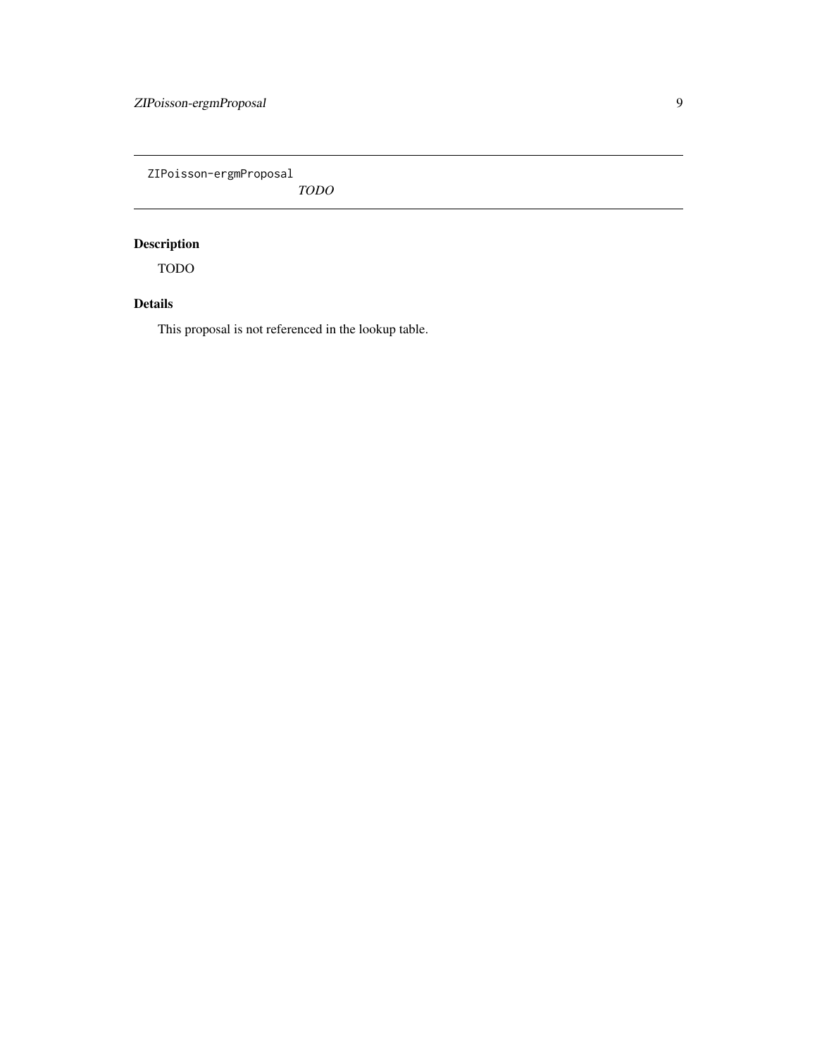`ZIPoisson-ergmProposal` *TODO*

## Description

TODO

## Details

This proposal is not referenced in the lookup table.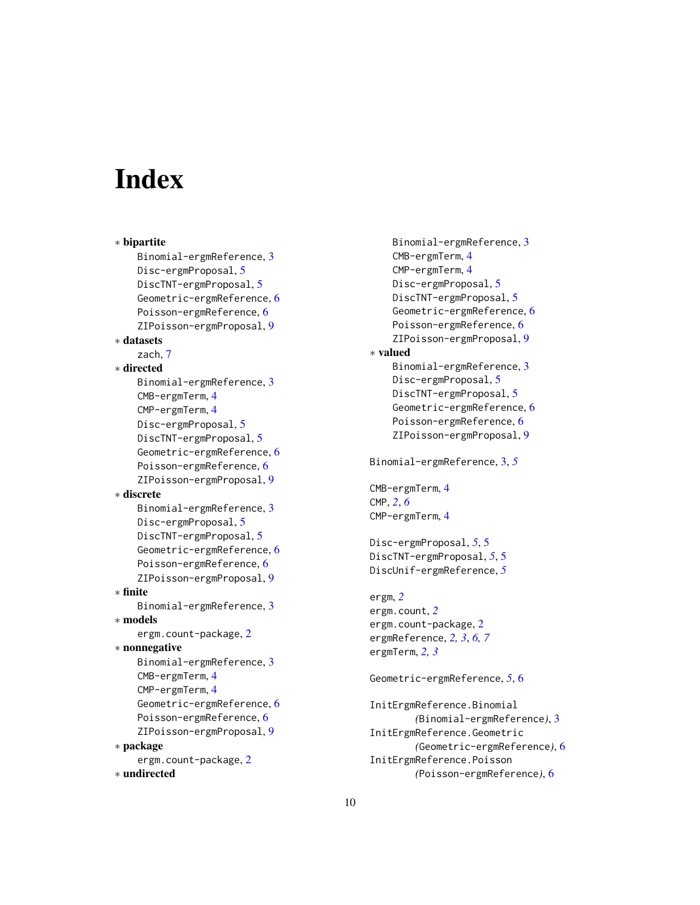# Index

∗ **bipartite**
- Binomial-ergmReference, 3
- Disc-ergmProposal, 5
- DiscTNT-ergmProposal, 5
- Geometric-ergmReference, 6
- Poisson-ergmReference, 6
- ZIPoisson-ergmProposal, 9

∗ **datasets**
- zach, 7

∗ **directed**
- Binomial-ergmReference, 3
- CMB-ergmTerm, 4
- CMP-ergmTerm, 4
- Disc-ergmProposal, 5
- DiscTNT-ergmProposal, 5
- Geometric-ergmReference, 6
- Poisson-ergmReference, 6
- ZIPoisson-ergmProposal, 9

∗ **discrete**
- Binomial-ergmReference, 3
- Disc-ergmProposal, 5
- DiscTNT-ergmProposal, 5
- Geometric-ergmReference, 6
- Poisson-ergmReference, 6
- ZIPoisson-ergmProposal, 9

∗ **finite**
- Binomial-ergmReference, 3

∗ **models**
- ergm.count-package, 2

∗ **nonnegative**
- Binomial-ergmReference, 3
- CMB-ergmTerm, 4
- CMP-ergmTerm, 4
- Geometric-ergmReference, 6
- Poisson-ergmReference, 6
- ZIPoisson-ergmProposal, 9

∗ **package**
- ergm.count-package, 2

∗ **undirected**
- Binomial-ergmReference, 3
- CMB-ergmTerm, 4
- CMP-ergmTerm, 4
- Disc-ergmProposal, 5
- DiscTNT-ergmProposal, 5
- Geometric-ergmReference, 6
- Poisson-ergmReference, 6
- ZIPoisson-ergmProposal, 9

∗ **valued**
- Binomial-ergmReference, 3
- Disc-ergmProposal, 5
- DiscTNT-ergmProposal, 5
- Geometric-ergmReference, 6
- Poisson-ergmReference, 6
- ZIPoisson-ergmProposal, 9

Binomial-ergmReference, 3, *5*

CMB-ergmTerm, 4
CMP, *2*, *6*
CMP-ergmTerm, 4

Disc-ergmProposal, *5*, 5
DiscTNT-ergmProposal, *5*, 5
DiscUnif-ergmReference, *5*

ergm, *2*
ergm.count, *2*
ergm.count-package, 2
ergmReference, *2, 3*, *6, 7*
ergmTerm, *2, 3*

Geometric-ergmReference, *5*, 6

InitErgmReference.Binomial *(Binomial-ergmReference)*, 3
InitErgmReference.Geometric *(Geometric-ergmReference)*, 6
InitErgmReference.Poisson *(Poisson-ergmReference)*, 6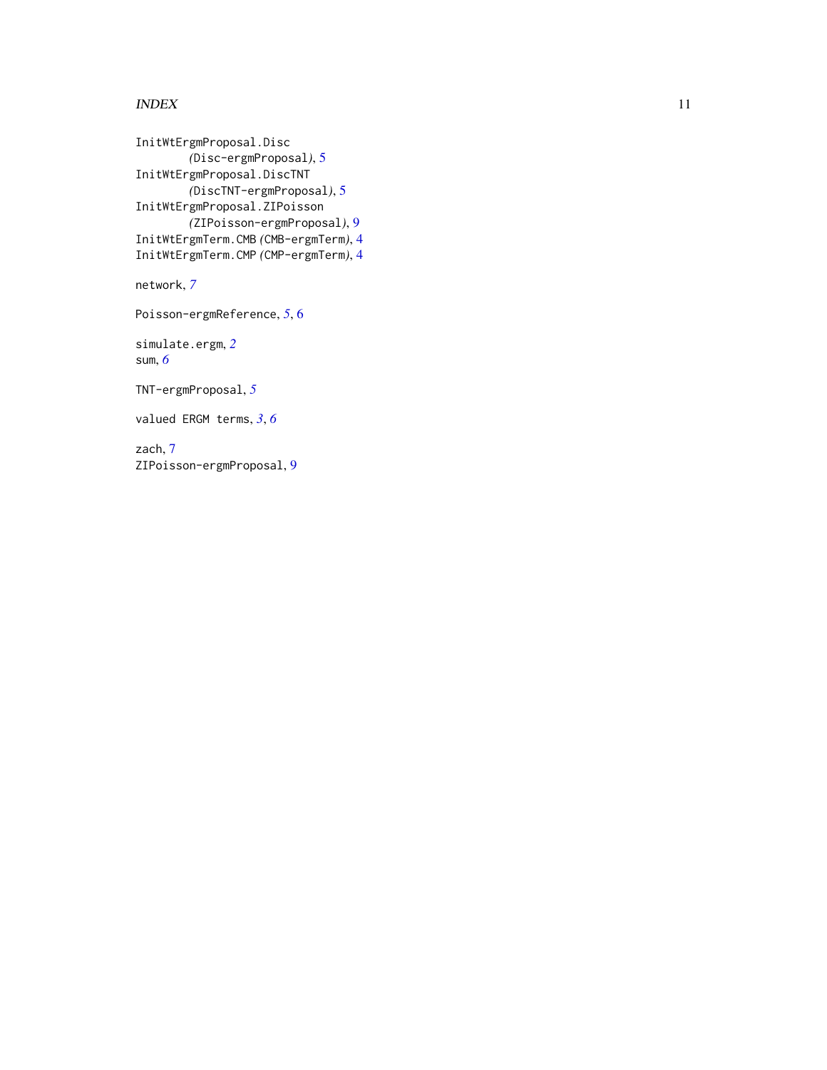InitWtErgmProposal.Disc
    (Disc-ergmProposal), 5
InitWtErgmProposal.DiscTNT
    (DiscTNT-ergmProposal), 5
InitWtErgmProposal.ZIPoisson
    (ZIPoisson-ergmProposal), 9
InitWtErgmTerm.CMB (CMB-ergmTerm), 4
InitWtErgmTerm.CMP (CMP-ergmTerm), 4

network, *7*

Poisson-ergmReference, *5*, 6

simulate.ergm, *2*
sum, *6*

TNT-ergmProposal, *5*

valued ERGM terms, *3*, *6*

zach, 7
ZIPoisson-ergmProposal, 9